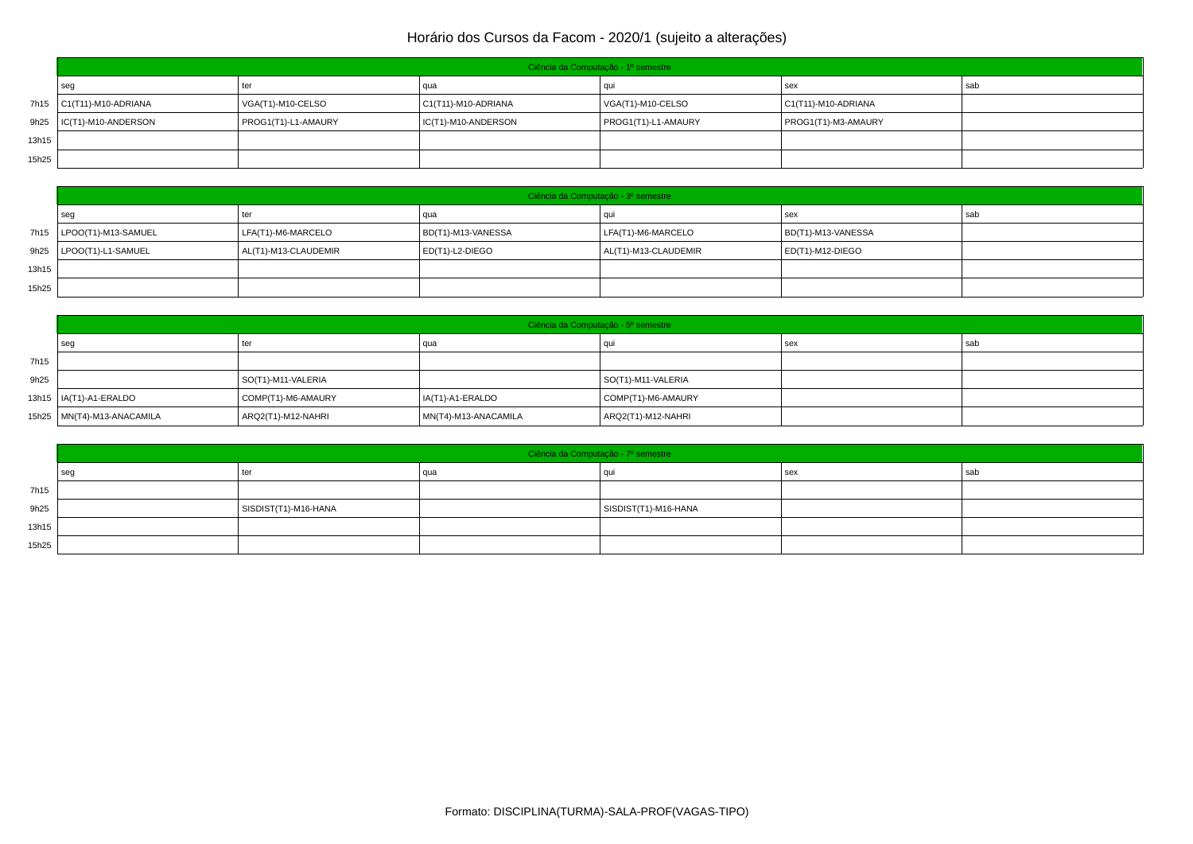# Horário dos Cursos da Facom - 2020/1 (sujeito a alterações)

| Ciência da Computação - 1º semestre | | | | | | |
|---|---|---|---|---|---|---|
| | seg | ter | qua | qui | sex | sab |
| 7h15 | C1(T11)-M10-ADRIANA | VGA(T1)-M10-CELSO | C1(T11)-M10-ADRIANA | VGA(T1)-M10-CELSO | C1(T11)-M10-ADRIANA | |
| 9h25 | IC(T1)-M10-ANDERSON | PROG1(T1)-L1-AMAURY | IC(T1)-M10-ANDERSON | PROG1(T1)-L1-AMAURY | PROG1(T1)-M3-AMAURY | |
| 13h15 | | | | | | |
| 15h25 | | | | | | |

| Ciência da Computação - 3º semestre | | | | | | |
|---|---|---|---|---|---|---|
| | seg | ter | qua | qui | sex | sab |
| 7h15 | LPOO(T1)-M13-SAMUEL | LFA(T1)-M6-MARCELO | BD(T1)-M13-VANESSA | LFA(T1)-M6-MARCELO | BD(T1)-M13-VANESSA | |
| 9h25 | LPOO(T1)-L1-SAMUEL | AL(T1)-M13-CLAUDEMIR | ED(T1)-L2-DIEGO | AL(T1)-M13-CLAUDEMIR | ED(T1)-M12-DIEGO | |
| 13h15 | | | | | | |
| 15h25 | | | | | | |

| Ciência da Computação - 5º semestre | | | | | | |
|---|---|---|---|---|---|---|
| | seg | ter | qua | qui | sex | sab |
| 7h15 | | | | | | |
| 9h25 | | SO(T1)-M11-VALERIA | | SO(T1)-M11-VALERIA | | |
| 13h15 | IA(T1)-A1-ERALDO | COMP(T1)-M6-AMAURY | IA(T1)-A1-ERALDO | COMP(T1)-M6-AMAURY | | |
| 15h25 | MN(T4)-M13-ANACAMILA | ARQ2(T1)-M12-NAHRI | MN(T4)-M13-ANACAMILA | ARQ2(T1)-M12-NAHRI | | |

| Ciência da Computação - 7º semestre | | | | | | |
|---|---|---|---|---|---|---|
| | seg | ter | qua | qui | sex | sab |
| 7h15 | | | | | | |
| 9h25 | | SISDIST(T1)-M16-HANA | | SISDIST(T1)-M16-HANA | | |
| 13h15 | | | | | | |
| 15h25 | | | | | | |

Formato: DISCIPLINA(TURMA)-SALA-PROF(VAGAS-TIPO)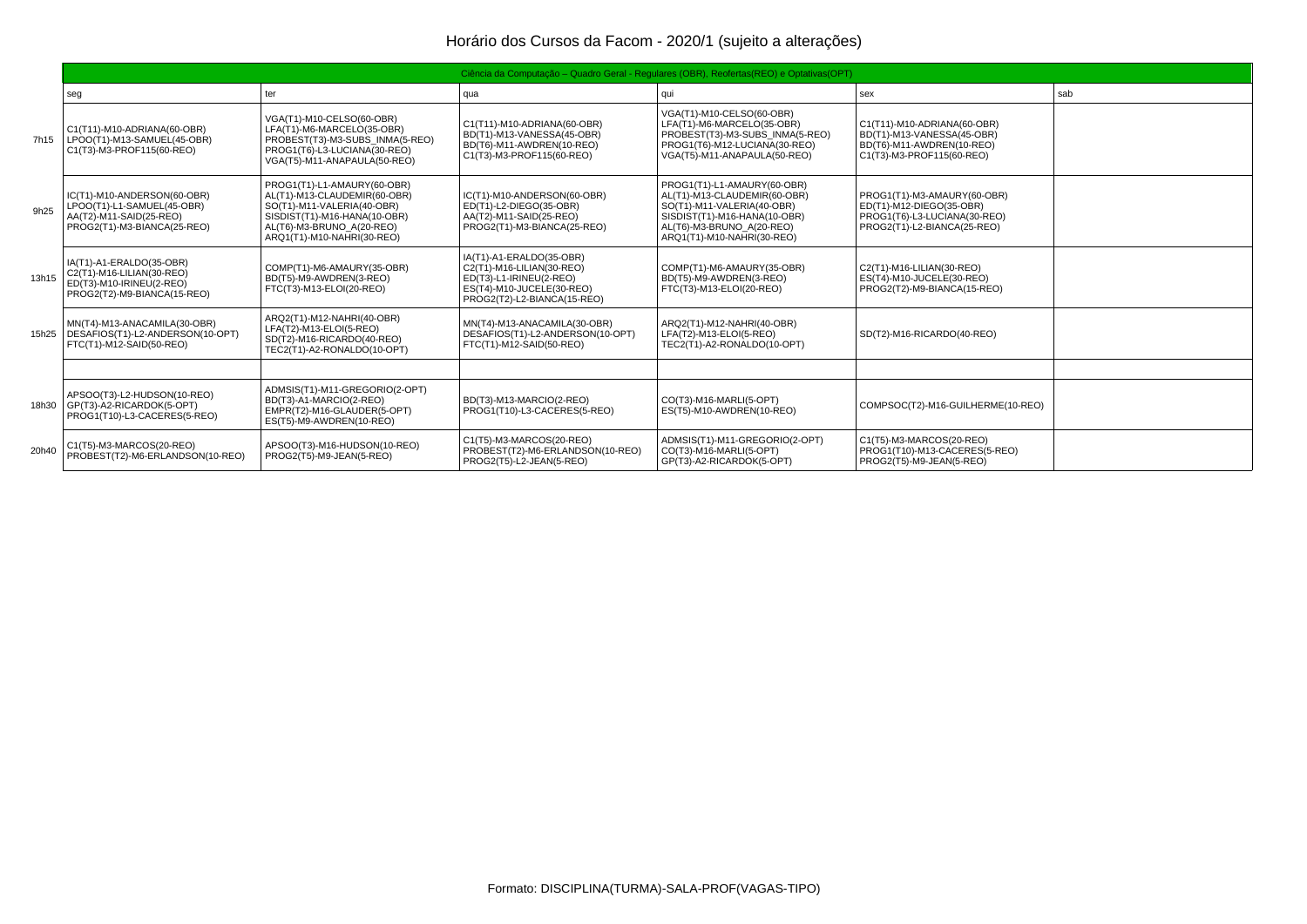# Horário dos Cursos da Facom - 2020/1 (sujeito a alterações)

| Ciência da Computação – Quadro Geral - Regulares (OBR), Reofertas(REO) e Optativas(OPT) | | | | | | |
|---|---|---|---|---|---|---|
| | seg | ter | qua | qui | sex | sab |
| 7h15 | C1(T11)-M10-ADRIANA(60-OBR)<br>LPOO(T1)-M13-SAMUEL(45-OBR)<br>C1(T3)-M3-PROF115(60-REO) | VGA(T1)-M10-CELSO(60-OBR)<br>LFA(T1)-M6-MARCELO(35-OBR)<br>PROBEST(T3)-M3-SUBS_INMA(5-REO)<br>PROG1(T6)-L3-LUCIANA(30-REO)<br>VGA(T5)-M11-ANAPAULA(50-REO) | C1(T11)-M10-ADRIANA(60-OBR)<br>BD(T1)-M13-VANESSA(45-OBR)<br>BD(T6)-M11-AWDREN(10-REO)<br>C1(T3)-M3-PROF115(60-REO) | VGA(T1)-M10-CELSO(60-OBR)<br>LFA(T1)-M6-MARCELO(35-OBR)<br>PROBEST(T3)-M3-SUBS_INMA(5-REO)<br>PROG1(T6)-M12-LUCIANA(30-REO)<br>VGA(T5)-M11-ANAPAULA(50-REO) | C1(T11)-M10-ADRIANA(60-OBR)<br>BD(T1)-M13-VANESSA(45-OBR)<br>BD(T6)-M11-AWDREN(10-REO)<br>C1(T3)-M3-PROF115(60-REO) | |
| 9h25 | IC(T1)-M10-ANDERSON(60-OBR)<br>LPOO(T1)-L1-SAMUEL(45-OBR)<br>AA(T2)-M11-SAID(25-REO)<br>PROG2(T1)-M3-BIANCA(25-REO) | PROG1(T1)-L1-AMAURY(60-OBR)<br>AL(T1)-M13-CLAUDEMIR(60-OBR)<br>SO(T1)-M11-VALERIA(40-OBR)<br>SISDIST(T1)-M16-HANA(10-OBR)<br>AL(T6)-M3-BRUNO_A(20-REO)<br>ARQ1(T1)-M10-NAHRI(30-REO) | IC(T1)-M10-ANDERSON(60-OBR)<br>ED(T1)-L2-DIEGO(35-OBR)<br>AA(T2)-M11-SAID(25-REO)<br>PROG2(T1)-M3-BIANCA(25-REO) | PROG1(T1)-L1-AMAURY(60-OBR)<br>AL(T1)-M13-CLAUDEMIR(60-OBR)<br>SO(T1)-M11-VALERIA(40-OBR)<br>SISDIST(T1)-M16-HANA(10-OBR)<br>AL(T6)-M3-BRUNO_A(20-REO)<br>ARQ1(T1)-M10-NAHRI(30-REO) | PROG1(T1)-M3-AMAURY(60-OBR)<br>ED(T1)-M12-DIEGO(35-OBR)<br>PROG1(T6)-L3-LUCIANA(30-REO)<br>PROG2(T1)-L2-BIANCA(25-REO) | |
| 13h15 | IA(T1)-A1-ERALDO(35-OBR)<br>C2(T1)-M16-LILIAN(30-REO)<br>ED(T3)-M10-IRINEU(2-REO)<br>PROG2(T2)-M9-BIANCA(15-REO) | COMP(T1)-M6-AMAURY(35-OBR)<br>BD(T5)-M9-AWDREN(3-REO)<br>FTC(T3)-M13-ELOI(20-REO) | IA(T1)-A1-ERALDO(35-OBR)<br>C2(T1)-M16-LILIAN(30-REO)<br>ED(T3)-L1-IRINEU(2-REO)<br>ES(T4)-M10-JUCELE(30-REO)<br>PROG2(T2)-L2-BIANCA(15-REO) | COMP(T1)-M6-AMAURY(35-OBR)<br>BD(T5)-M9-AWDREN(3-REO)<br>FTC(T3)-M13-ELOI(20-REO) | C2(T1)-M16-LILIAN(30-REO)<br>ES(T4)-M10-JUCELE(30-REO)<br>PROG2(T2)-M9-BIANCA(15-REO) | |
| 15h25 | MN(T4)-M13-ANACAMILA(30-OBR)<br>DESAFIOS(T1)-L2-ANDERSON(10-OPT)<br>FTC(T1)-M12-SAID(50-REO) | ARQ2(T1)-M12-NAHRI(40-OBR)<br>LFA(T2)-M13-ELOI(5-REO)<br>SD(T2)-M16-RICARDO(40-REO)<br>TEC2(T1)-A2-RONALDO(10-OPT) | MN(T4)-M13-ANACAMILA(30-OBR)<br>DESAFIOS(T1)-L2-ANDERSON(10-OPT)<br>FTC(T1)-M12-SAID(50-REO) | ARQ2(T1)-M12-NAHRI(40-OBR)<br>LFA(T2)-M13-ELOI(5-REO)<br>TEC2(T1)-A2-RONALDO(10-OPT) | SD(T2)-M16-RICARDO(40-REO) | |
| | | | | | | |
| 18h30 | APSOO(T3)-L2-HUDSON(10-REO)<br>GP(T3)-A2-RICARDOK(5-OPT)<br>PROG1(T10)-L3-CACERES(5-REO) | ADMSIS(T1)-M11-GREGORIO(2-OPT)<br>BD(T3)-A1-MARCIO(2-REO)<br>EMPR(T2)-M16-GLAUDER(5-OPT)<br>ES(T5)-M9-AWDREN(10-REO) | BD(T3)-M13-MARCIO(2-REO)<br>PROG1(T10)-L3-CACERES(5-REO) | CO(T3)-M16-MARLI(5-OPT)<br>ES(T5)-M10-AWDREN(10-REO) | COMPSOC(T2)-M16-GUILHERME(10-REO) | |
| 20h40 | C1(T5)-M3-MARCOS(20-REO)<br>PROBEST(T2)-M6-ERLANDSON(10-REO) | APSOO(T3)-M16-HUDSON(10-REO)<br>PROG2(T5)-M9-JEAN(5-REO) | C1(T5)-M3-MARCOS(20-REO)<br>PROBEST(T2)-M6-ERLANDSON(10-REO)<br>PROG2(T5)-L2-JEAN(5-REO) | ADMSIS(T1)-M11-GREGORIO(2-OPT)<br>CO(T3)-M16-MARLI(5-OPT)<br>GP(T3)-A2-RICARDOK(5-OPT) | C1(T5)-M3-MARCOS(20-REO)<br>PROG1(T10)-M13-CACERES(5-REO)<br>PROG2(T5)-M9-JEAN(5-REO) | |

Formato: DISCIPLINA(TURMA)-SALA-PROF(VAGAS-TIPO)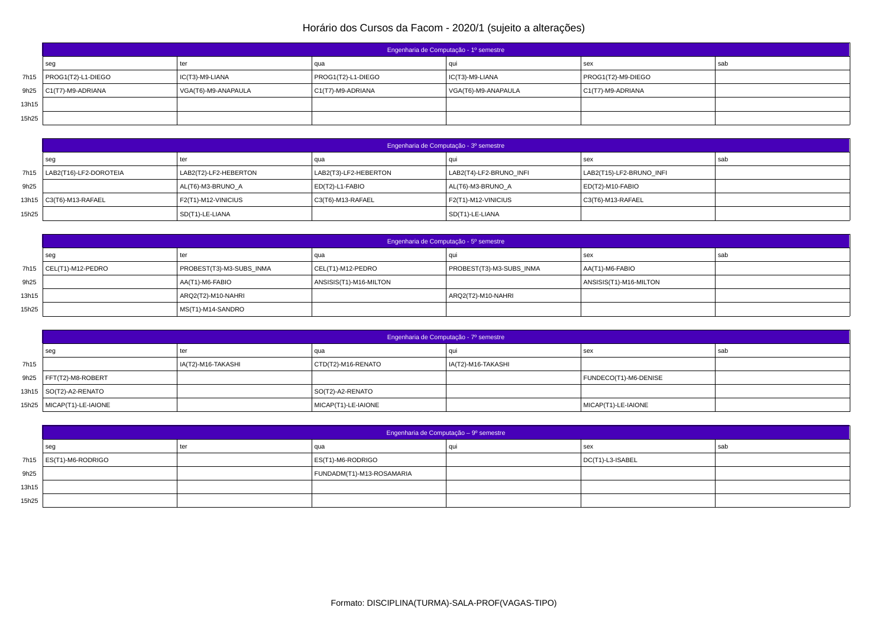# Horário dos Cursos da Facom - 2020/1 (sujeito a alterações)

| | Engenharia de Computação - 1º semestre | | | | | |
|---|---|---|---|---|---|---|
| | seg | ter | qua | qui | sex | sab |
| 7h15 | PROG1(T2)-L1-DIEGO | IC(T3)-M9-LIANA | PROG1(T2)-L1-DIEGO | IC(T3)-M9-LIANA | PROG1(T2)-M9-DIEGO | |
| 9h25 | C1(T7)-M9-ADRIANA | VGA(T6)-M9-ANAPAULA | C1(T7)-M9-ADRIANA | VGA(T6)-M9-ANAPAULA | C1(T7)-M9-ADRIANA | |
| 13h15 | | | | | | |
| 15h25 | | | | | | |

| | Engenharia de Computação - 3º semestre | | | | | |
|---|---|---|---|---|---|---|
| | seg | ter | qua | qui | sex | sab |
| 7h15 | LAB2(T16)-LF2-DOROTEIA | LAB2(T2)-LF2-HEBERTON | LAB2(T3)-LF2-HEBERTON | LAB2(T4)-LF2-BRUNO_INFI | LAB2(T15)-LF2-BRUNO_INFI | |
| 9h25 | | AL(T6)-M3-BRUNO_A | ED(T2)-L1-FABIO | AL(T6)-M3-BRUNO_A | ED(T2)-M10-FABIO | |
| 13h15 | C3(T6)-M13-RAFAEL | F2(T1)-M12-VINICIUS | C3(T6)-M13-RAFAEL | F2(T1)-M12-VINICIUS | C3(T6)-M13-RAFAEL | |
| 15h25 | | SD(T1)-LE-LIANA | | SD(T1)-LE-LIANA | | |

| | Engenharia de Computação - 5º semestre | | | | | |
|---|---|---|---|---|---|---|
| | seg | ter | qua | qui | sex | sab |
| 7h15 | CEL(T1)-M12-PEDRO | PROBEST(T3)-M3-SUBS_INMA | CEL(T1)-M12-PEDRO | PROBEST(T3)-M3-SUBS_INMA | AA(T1)-M6-FABIO | |
| 9h25 | | AA(T1)-M6-FABIO | ANSISIS(T1)-M16-MILTON | | ANSISIS(T1)-M16-MILTON | |
| 13h15 | | ARQ2(T2)-M10-NAHRI | | ARQ2(T2)-M10-NAHRI | | |
| 15h25 | | MS(T1)-M14-SANDRO | | | | |

| | Engenharia de Computação - 7º semestre | | | | | |
|---|---|---|---|---|---|---|
| | seg | ter | qua | qui | sex | sab |
| 7h15 | | IA(T2)-M16-TAKASHI | CTD(T2)-M16-RENATO | IA(T2)-M16-TAKASHI | | |
| 9h25 | FFT(T2)-M8-ROBERT | | | | FUNDECO(T1)-M6-DENISE | |
| 13h15 | SO(T2)-A2-RENATO | | SO(T2)-A2-RENATO | | | |
| 15h25 | MICAP(T1)-LE-IAIONE | | MICAP(T1)-LE-IAIONE | | MICAP(T1)-LE-IAIONE | |

| | Engenharia de Computação – 9º semestre | | | | | |
|---|---|---|---|---|---|---|
| | seg | ter | qua | qui | sex | sab |
| 7h15 | ES(T1)-M6-RODRIGO | | ES(T1)-M6-RODRIGO | | DC(T1)-L3-ISABEL | |
| 9h25 | | | FUNDADM(T1)-M13-ROSAMARIA | | | |
| 13h15 | | | | | | |
| 15h25 | | | | | | |

Formato: DISCIPLINA(TURMA)-SALA-PROF(VAGAS-TIPO)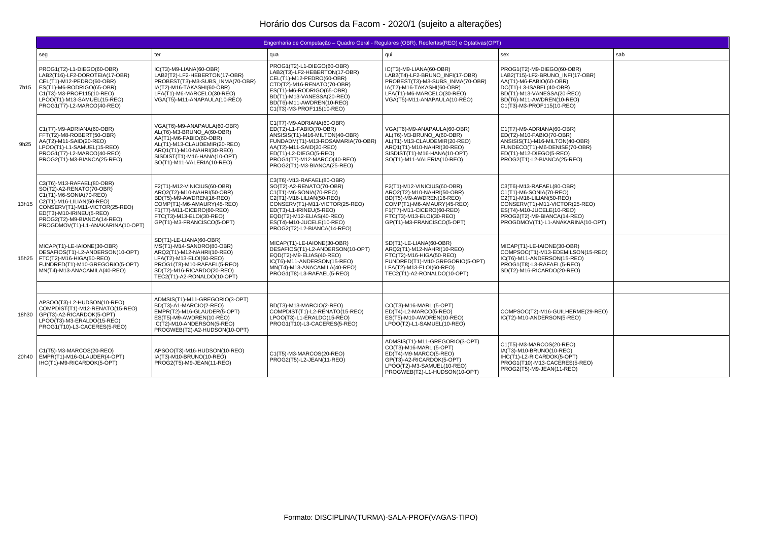# Horário dos Cursos da Facom - 2020/1 (sujeito a alterações)

| Engenharia de Computação – Quadro Geral - Regulares (OBR), Reofertas(REO) e Optativas(OPT) | | | | | | |
|---|---|---|---|---|---|---|
| | seg | ter | qua | qui | sex | sab |
| 7h15 | PROG1(T2)-L1-DIEGO(60-OBR)<br>LAB2(T16)-LF2-DOROTEIA(17-OBR)<br>CEL(T1)-M12-PEDRO(60-OBR)<br>ES(T1)-M6-RODRIGO(65-OBR)<br>C1(T3)-M3-PROF115(10-REO)<br>LPOO(T1)-M13-SAMUEL(15-REO)<br>PROG1(T7)-L2-MARCO(40-REO) | IC(T3)-M9-LIANA(60-OBR)<br>LAB2(T2)-LF2-HEBERTON(17-OBR)<br>PROBEST(T3)-M3-SUBS_INMA(70-OBR)<br>IA(T2)-M16-TAKASHI(60-OBR)<br>LFA(T1)-M6-MARCELO(30-REO)<br>VGA(T5)-M11-ANAPAULA(10-REO) | PROG1(T2)-L1-DIEGO(60-OBR)<br>LAB2(T3)-LF2-HEBERTON(17-OBR)<br>CEL(T1)-M12-PEDRO(60-OBR)<br>CTD(T2)-M16-RENATO(70-OBR)<br>ES(T1)-M6-RODRIGO(65-OBR)<br>BD(T1)-M13-VANESSA(20-REO)<br>BD(T6)-M11-AWDREN(10-REO)<br>C1(T3)-M3-PROF115(10-REO) | IC(T3)-M9-LIANA(60-OBR)<br>LAB2(T4)-LF2-BRUNO_INFI(17-OBR)<br>PROBEST(T3)-M3-SUBS_INMA(70-OBR)<br>IA(T2)-M16-TAKASHI(60-OBR)<br>LFA(T1)-M6-MARCELO(30-REO)<br>VGA(T5)-M11-ANAPAULA(10-REO) | PROG1(T2)-M9-DIEGO(60-OBR)<br>LAB2(T15)-LF2-BRUNO_INFI(17-OBR)<br>AA(T1)-M6-FABIO(60-OBR)<br>DC(T1)-L3-ISABEL(40-OBR)<br>BD(T1)-M13-VANESSA(20-REO)<br>BD(T6)-M11-AWDREN(10-REO)<br>C1(T3)-M3-PROF115(10-REO) | |
| 9h25 | C1(T7)-M9-ADRIANA(60-OBR)<br>FFT(T2)-M8-ROBERT(50-OBR)<br>AA(T2)-M11-SAID(20-REO)<br>LPOO(T1)-L1-SAMUEL(15-REO)<br>PROG1(T7)-L2-MARCO(40-REO)<br>PROG2(T1)-M3-BIANCA(25-REO) | VGA(T6)-M9-ANAPAULA(60-OBR)<br>AL(T6)-M3-BRUNO_A(60-OBR)<br>AA(T1)-M6-FABIO(60-OBR)<br>AL(T1)-M13-CLAUDEMIR(20-REO)<br>ARQ1(T1)-M10-NAHRI(30-REO)<br>SISDIST(T1)-M16-HANA(10-OPT)<br>SO(T1)-M11-VALERIA(10-REO) | C1(T7)-M9-ADRIANA(60-OBR)<br>ED(T2)-L1-FABIO(70-OBR)<br>ANSISIS(T1)-M16-MILTON(40-OBR)<br>FUNDADM(T1)-M13-ROSAMARIA(70-OBR)<br>AA(T2)-M11-SAID(20-REO)<br>ED(T1)-L2-DIEGO(5-REO)<br>PROG1(T7)-M12-MARCO(40-REO)<br>PROG2(T1)-M3-BIANCA(25-REO) | VGA(T6)-M9-ANAPAULA(60-OBR)<br>AL(T6)-M3-BRUNO_A(60-OBR)<br>AL(T1)-M13-CLAUDEMIR(20-REO)<br>ARQ1(T1)-M10-NAHRI(30-REO)<br>SISDIST(T1)-M16-HANA(10-OPT)<br>SO(T1)-M11-VALERIA(10-REO) | C1(T7)-M9-ADRIANA(60-OBR)<br>ED(T2)-M10-FABIO(70-OBR)<br>ANSISIS(T1)-M16-MILTON(40-OBR)<br>FUNDECO(T1)-M6-DENISE(70-OBR)<br>ED(T1)-M12-DIEGO(5-REO)<br>PROG2(T1)-L2-BIANCA(25-REO) | |
| 13h15 | C3(T6)-M13-RAFAEL(80-OBR)<br>SO(T2)-A2-RENATO(70-OBR)<br>C1(T1)-M6-SONIA(70-REO)<br>C2(T1)-M16-LILIAN(50-REO)<br>CONSERV(T1)-M11-VICTOR(25-REO)<br>ED(T3)-M10-IRINEU(5-REO)<br>PROG2(T2)-M9-BIANCA(14-REO)<br>PROGDMOV(T1)-L1-ANAKARINA(10-OPT) | F2(T1)-M12-VINICIUS(60-OBR)<br>ARQ2(T2)-M10-NAHRI(50-OBR)<br>BD(T5)-M9-AWDREN(16-REO)<br>COMP(T1)-M6-AMAURY(45-REO)<br>F1(T7)-M11-CICERO(60-REO)<br>FTC(T3)-M13-ELOI(30-REO)<br>GP(T1)-M3-FRANCISCO(5-OPT) | C3(T6)-M13-RAFAEL(80-OBR)<br>SO(T2)-A2-RENATO(70-OBR)<br>C1(T1)-M6-SONIA(70-REO)<br>C2(T1)-M16-LILIAN(50-REO)<br>CONSERV(T1)-M11-VICTOR(25-REO)<br>ED(T3)-L1-IRINEU(5-REO)<br>EQD(T2)-M12-ELIAS(40-REO)<br>ES(T4)-M10-JUCELE(10-REO)<br>PROG2(T2)-L2-BIANCA(14-REO) | F2(T1)-M12-VINICIUS(60-OBR)<br>ARQ2(T2)-M10-NAHRI(50-OBR)<br>BD(T5)-M9-AWDREN(16-REO)<br>COMP(T1)-M6-AMAURY(45-REO)<br>F1(T7)-M11-CICERO(60-REO)<br>FTC(T3)-M13-ELOI(30-REO)<br>GP(T1)-M3-FRANCISCO(5-OPT) | C3(T6)-M13-RAFAEL(80-OBR)<br>C1(T1)-M6-SONIA(70-REO)<br>C2(T1)-M16-LILIAN(50-REO)<br>CONSERV(T1)-M11-VICTOR(25-REO)<br>ES(T4)-M10-JUCELE(10-REO)<br>PROG2(T2)-M9-BIANCA(14-REO)<br>PROGDMOV(T1)-L1-ANAKARINA(10-OPT) | |
| 15h25 | MICAP(T1)-LE-IAIONE(30-OBR)<br>DESAFIOS(T1)-L2-ANDERSON(10-OPT)<br>FTC(T2)-M16-HIGA(50-REO)<br>FUNDRED(T1)-M10-GREGORIO(5-OPT)<br>MN(T4)-M13-ANACAMILA(40-REO) | SD(T1)-LE-LIANA(60-OBR)<br>MS(T1)-M14-SANDRO(80-OBR)<br>ARQ2(T1)-M12-NAHRI(10-REO)<br>LFA(T2)-M13-ELOI(60-REO)<br>PROG1(T8)-M10-RAFAEL(5-REO)<br>SD(T2)-M16-RICARDO(20-REO)<br>TEC2(T1)-A2-RONALDO(10-OPT) | MICAP(T1)-LE-IAIONE(30-OBR)<br>DESAFIOS(T1)-L2-ANDERSON(10-OPT)<br>EQD(T2)-M9-ELIAS(40-REO)<br>IC(T6)-M11-ANDERSON(15-REO)<br>MN(T4)-M13-ANACAMILA(40-REO)<br>PROG1(T8)-L3-RAFAEL(5-REO) | SD(T1)-LE-LIANA(60-OBR)<br>ARQ2(T1)-M12-NAHRI(10-REO)<br>FTC(T2)-M16-HIGA(50-REO)<br>FUNDRED(T1)-M10-GREGORIO(5-OPT)<br>LFA(T2)-M13-ELOI(60-REO)<br>TEC2(T1)-A2-RONALDO(10-OPT) | MICAP(T1)-LE-IAIONE(30-OBR)<br>COMPSOC(T1)-M13-EDEMILSON(15-REO)<br>IC(T6)-M11-ANDERSON(15-REO)<br>PROG1(T8)-L3-RAFAEL(5-REO)<br>SD(T2)-M16-RICARDO(20-REO) | |
| | | | | | | |
| 18h30 | APSOO(T3)-L2-HUDSON(10-REO)<br>COMPDIST(T1)-M12-RENATO(15-REO)<br>GP(T3)-A2-RICARDOK(5-OPT)<br>LPOO(T3)-M3-ERALDO(15-REO)<br>PROG1(T10)-L3-CACERES(5-REO) | ADMSIS(T1)-M11-GREGORIO(3-OPT)<br>BD(T3)-A1-MARCIO(2-REO)<br>EMPR(T2)-M16-GLAUDER(5-OPT)<br>ES(T5)-M9-AWDREN(10-REO)<br>IC(T2)-M10-ANDERSON(5-REO)<br>PROGWEB(T2)-A2-HUDSON(10-OPT) | BD(T3)-M13-MARCIO(2-REO)<br>COMPDIST(T1)-L2-RENATO(15-REO)<br>LPOO(T3)-L1-ERALDO(15-REO)<br>PROG1(T10)-L3-CACERES(5-REO) | CO(T3)-M16-MARLI(5-OPT)<br>ED(T4)-L2-MARCO(5-REO)<br>ES(T5)-M10-AWDREN(10-REO)<br>LPOO(T2)-L1-SAMUEL(10-REO) | COMPSOC(T2)-M16-GUILHERME(29-REO)<br>IC(T2)-M10-ANDERSON(5-REO) | |
| 20h40 | C1(T5)-M3-MARCOS(20-REO)<br>EMPR(T1)-M16-GLAUDER(4-OPT)<br>IHC(T1)-M9-RICARDOK(5-OPT) | APSOO(T3)-M16-HUDSON(10-REO)<br>IA(T3)-M10-BRUNO(10-REO)<br>PROG2(T5)-M9-JEAN(11-REO) | C1(T5)-M3-MARCOS(20-REO)<br>PROG2(T5)-L2-JEAN(11-REO) | ADMSIS(T1)-M11-GREGORIO(3-OPT)<br>CO(T3)-M16-MARLI(5-OPT)<br>ED(T4)-M9-MARCO(5-REO)<br>GP(T3)-A2-RICARDOK(5-OPT)<br>LPOO(T2)-M3-SAMUEL(10-REO)<br>PROGWEB(T2)-L1-HUDSON(10-OPT) | C1(T5)-M3-MARCOS(20-REO)<br>IA(T3)-M10-BRUNO(10-REO)<br>IHC(T1)-L2-RICARDOK(5-OPT)<br>PROG1(T10)-M13-CACERES(5-REO)<br>PROG2(T5)-M9-JEAN(11-REO) | |

Formato: DISCIPLINA(TURMA)-SALA-PROF(VAGAS-TIPO)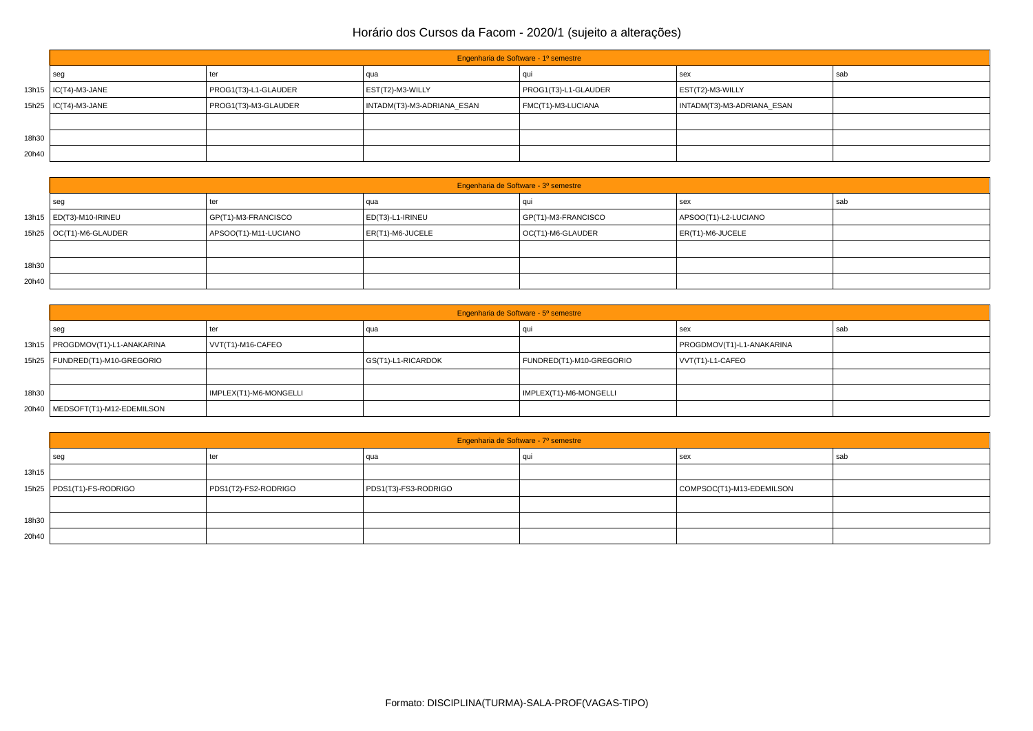# Horário dos Cursos da Facom - 2020/1 (sujeito a alterações)

| | Engenharia de Software - 1º semestre | | | | | |
|---|---|---|---|---|---|---|
| | seg | ter | qua | qui | sex | sab |
| 13h15 | IC(T4)-M3-JANE | PROG1(T3)-L1-GLAUDER | EST(T2)-M3-WILLY | PROG1(T3)-L1-GLAUDER | EST(T2)-M3-WILLY | |
| 15h25 | IC(T4)-M3-JANE | PROG1(T3)-M3-GLAUDER | INTADM(T3)-M3-ADRIANA_ESAN | FMC(T1)-M3-LUCIANA | INTADM(T3)-M3-ADRIANA_ESAN | |
| | | | | | | |
| 18h30 | | | | | | |
| 20h40 | | | | | | |

| | Engenharia de Software - 3º semestre | | | | | |
|---|---|---|---|---|---|---|
| | seg | ter | qua | qui | sex | sab |
| 13h15 | ED(T3)-M10-IRINEU | GP(T1)-M3-FRANCISCO | ED(T3)-L1-IRINEU | GP(T1)-M3-FRANCISCO | APSOO(T1)-L2-LUCIANO | |
| 15h25 | OC(T1)-M6-GLAUDER | APSOO(T1)-M11-LUCIANO | ER(T1)-M6-JUCELE | OC(T1)-M6-GLAUDER | ER(T1)-M6-JUCELE | |
| | | | | | | |
| 18h30 | | | | | | |
| 20h40 | | | | | | |

| | Engenharia de Software - 5º semestre | | | | | |
|---|---|---|---|---|---|---|
| | seg | ter | qua | qui | sex | sab |
| 13h15 | PROGDMOV(T1)-L1-ANAKARINA | VVT(T1)-M16-CAFEO | | | PROGDMOV(T1)-L1-ANAKARINA | |
| 15h25 | FUNDRED(T1)-M10-GREGORIO | | GS(T1)-L1-RICARDOK | FUNDRED(T1)-M10-GREGORIO | VVT(T1)-L1-CAFEO | |
| | | | | | | |
| 18h30 | | IMPLEX(T1)-M6-MONGELLI | | IMPLEX(T1)-M6-MONGELLI | | |
| 20h40 | MEDSOFT(T1)-M12-EDEMILSON | | | | | |

| | Engenharia de Software - 7º semestre | | | | | |
|---|---|---|---|---|---|---|
| | seg | ter | qua | qui | sex | sab |
| 13h15 | | | | | | |
| 15h25 | PDS1(T1)-FS-RODRIGO | PDS1(T2)-FS2-RODRIGO | PDS1(T3)-FS3-RODRIGO | | COMPSOC(T1)-M13-EDEMILSON | |
| | | | | | | |
| 18h30 | | | | | | |
| 20h40 | | | | | | |

Formato: DISCIPLINA(TURMA)-SALA-PROF(VAGAS-TIPO)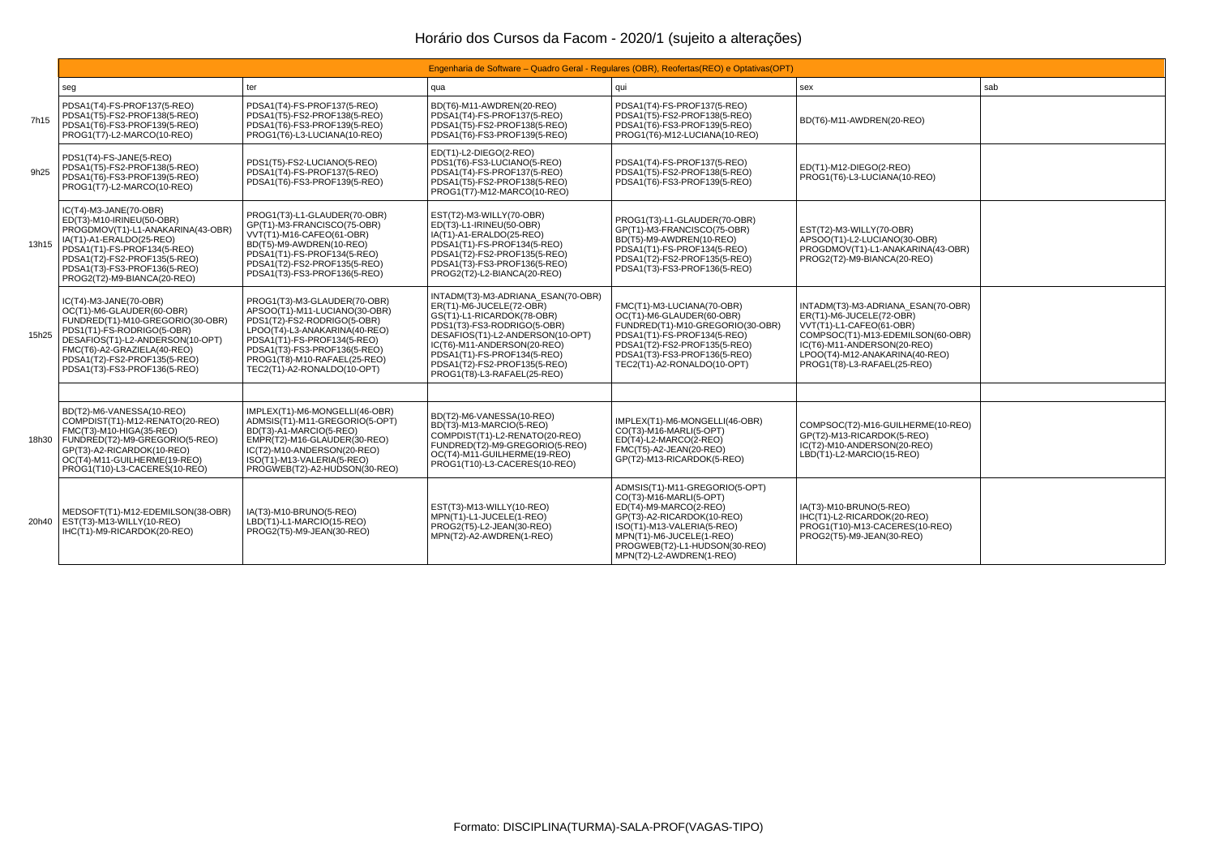# Horário dos Cursos da Facom - 2020/1 (sujeito a alterações)

| Engenharia de Software – Quadro Geral - Regulares (OBR), Reofertas(REO) e Optativas(OPT) | | | | | | |
|---|---|---|---|---|---|---|
| | seg | ter | qua | qui | sex | sab |
| 7h15 | PDSA1(T4)-FS-PROF137(5-REO)<br>PDSA1(T5)-FS2-PROF138(5-REO)<br>PDSA1(T6)-FS3-PROF139(5-REO)<br>PROG1(T7)-L2-MARCO(10-REO) | PDSA1(T4)-FS-PROF137(5-REO)<br>PDSA1(T5)-FS2-PROF138(5-REO)<br>PDSA1(T6)-FS3-PROF139(5-REO)<br>PROG1(T6)-L3-LUCIANA(10-REO) | BD(T6)-M11-AWDREN(20-REO)<br>PDSA1(T4)-FS-PROF137(5-REO)<br>PDSA1(T5)-FS2-PROF138(5-REO)<br>PDSA1(T6)-FS3-PROF139(5-REO) | PDSA1(T4)-FS-PROF137(5-REO)<br>PDSA1(T5)-FS2-PROF138(5-REO)<br>PDSA1(T6)-FS3-PROF139(5-REO)<br>PROG1(T6)-M12-LUCIANA(10-REO) | BD(T6)-M11-AWDREN(20-REO) | |
| 9h25 | PDS1(T4)-FS-JANE(5-REO)<br>PDSA1(T5)-FS2-PROF138(5-REO)<br>PDSA1(T6)-FS3-PROF139(5-REO)<br>PROG1(T7)-L2-MARCO(10-REO) | PDS1(T5)-FS2-LUCIANO(5-REO)<br>PDSA1(T4)-FS-PROF137(5-REO)<br>PDSA1(T6)-FS3-PROF139(5-REO) | ED(T1)-L2-DIEGO(2-REO)<br>PDS1(T6)-FS3-LUCIANO(5-REO)<br>PDSA1(T4)-FS-PROF137(5-REO)<br>PDSA1(T5)-FS2-PROF138(5-REO)<br>PROG1(T7)-M12-MARCO(10-REO) | PDSA1(T4)-FS-PROF137(5-REO)<br>PDSA1(T5)-FS2-PROF138(5-REO)<br>PDSA1(T6)-FS3-PROF139(5-REO) | ED(T1)-M12-DIEGO(2-REO)<br>PROG1(T6)-L3-LUCIANA(10-REO) | |
| 13h15 | IC(T4)-M3-JANE(70-OBR)<br>ED(T3)-M10-IRINEU(50-OBR)<br>PROGDMOV(T1)-L1-ANAKARINA(43-OBR)<br>IA(T1)-A1-ERALDO(25-REO)<br>PDSA1(T1)-FS-PROF134(5-REO)<br>PDSA1(T2)-FS2-PROF135(5-REO)<br>PDSA1(T3)-FS3-PROF136(5-REO)<br>PROG2(T2)-M9-BIANCA(20-REO) | PROG1(T3)-L1-GLAUDER(70-OBR)<br>GP(T1)-M3-FRANCISCO(75-OBR)<br>VVT(T1)-M16-CAFEO(61-OBR)<br>BD(T5)-M9-AWDREN(10-REO)<br>PDSA1(T1)-FS-PROF134(5-REO)<br>PDSA1(T2)-FS2-PROF135(5-REO)<br>PDSA1(T3)-FS3-PROF136(5-REO) | EST(T2)-M3-WILLY(70-OBR)<br>ED(T3)-L1-IRINEU(50-OBR)<br>IA(T1)-A1-ERALDO(25-REO)<br>PDSA1(T1)-FS-PROF134(5-REO)<br>PDSA1(T2)-FS2-PROF135(5-REO)<br>PDSA1(T3)-FS3-PROF136(5-REO)<br>PROG2(T2)-L2-BIANCA(20-REO) | PROG1(T3)-L1-GLAUDER(70-OBR)<br>GP(T1)-M3-FRANCISCO(75-OBR)<br>BD(T5)-M9-AWDREN(10-REO)<br>PDSA1(T1)-FS-PROF134(5-REO)<br>PDSA1(T2)-FS2-PROF135(5-REO)<br>PDSA1(T3)-FS3-PROF136(5-REO) | EST(T2)-M3-WILLY(70-OBR)<br>APSOO(T1)-L2-LUCIANO(30-OBR)<br>PROGDMOV(T1)-L1-ANAKARINA(43-OBR)<br>PROG2(T2)-M9-BIANCA(20-REO) | |
| 15h25 | IC(T4)-M3-JANE(70-OBR)<br>OC(T1)-M6-GLAUDER(60-OBR)<br>FUNDRED(T1)-M10-GREGORIO(30-OBR)<br>PDS1(T1)-FS-RODRIGO(5-OBR)<br>DESAFIOS(T1)-L2-ANDERSON(10-OPT)<br>FMC(T6)-A2-GRAZIELA(40-REO)<br>PDSA1(T2)-FS2-PROF135(5-REO)<br>PDSA1(T3)-FS3-PROF136(5-REO) | PROG1(T3)-M3-GLAUDER(70-OBR)<br>APSOO(T1)-M11-LUCIANO(30-OBR)<br>PDS1(T2)-FS2-RODRIGO(5-OBR)<br>LPOO(T4)-L3-ANAKARINA(40-REO)<br>PDSA1(T1)-FS-PROF134(5-REO)<br>PDSA1(T3)-FS3-PROF136(5-REO)<br>PROG1(T8)-M10-RAFAEL(25-REO)<br>TEC2(T1)-A2-RONALDO(10-OPT) | INTADM(T3)-M3-ADRIANA_ESAN(70-OBR)<br>ER(T1)-M6-JUCELE(72-OBR)<br>GS(T1)-L1-RICARDOK(78-OBR)<br>PDS1(T3)-FS3-RODRIGO(5-OBR)<br>DESAFIOS(T1)-L2-ANDERSON(10-OPT)<br>IC(T6)-M11-ANDERSON(20-REO)<br>PDSA1(T1)-FS-PROF134(5-REO)<br>PDSA1(T2)-FS2-PROF135(5-REO)<br>PROG1(T8)-L3-RAFAEL(25-REO) | FMC(T1)-M3-LUCIANA(70-OBR)<br>OC(T1)-M6-GLAUDER(60-OBR)<br>FUNDRED(T1)-M10-GREGORIO(30-OBR)<br>PDSA1(T1)-FS-PROF134(5-REO)<br>PDSA1(T2)-FS2-PROF135(5-REO)<br>PDSA1(T3)-FS3-PROF136(5-REO)<br>TEC2(T1)-A2-RONALDO(10-OPT) | INTADM(T3)-M3-ADRIANA_ESAN(70-OBR)<br>ER(T1)-M6-JUCELE(72-OBR)<br>VVT(T1)-L1-CAFEO(61-OBR)<br>COMPSOC(T1)-M13-EDEMILSON(60-OBR)<br>IC(T6)-M11-ANDERSON(20-REO)<br>LPOO(T4)-M12-ANAKARINA(40-REO)<br>PROG1(T8)-L3-RAFAEL(25-REO) | |
| | | | | | | |
| 18h30 | BD(T2)-M6-VANESSA(10-REO)<br>COMPDIST(T1)-M12-RENATO(20-REO)<br>FMC(T3)-M10-HIGA(35-REO)<br>FUNDRED(T2)-M9-GREGORIO(5-REO)<br>GP(T3)-A2-RICARDOK(10-REO)<br>OC(T4)-M11-GUILHERME(19-REO)<br>PROG1(T10)-L3-CACERES(10-REO) | IMPLEX(T1)-M6-MONGELLI(46-OBR)<br>ADMSIS(T1)-M11-GREGORIO(5-OPT)<br>BD(T3)-A1-MARCIO(5-REO)<br>EMPR(T2)-M16-GLAUDER(30-REO)<br>IC(T2)-M10-ANDERSON(20-REO)<br>ISO(T1)-M13-VALERIA(5-REO)<br>PROGWEB(T2)-A2-HUDSON(30-REO) | BD(T2)-M6-VANESSA(10-REO)<br>BD(T3)-M13-MARCIO(5-REO)<br>COMPDIST(T1)-L2-RENATO(20-REO)<br>FUNDRED(T2)-M9-GREGORIO(5-REO)<br>OC(T4)-M11-GUILHERME(19-REO)<br>PROG1(T10)-L3-CACERES(10-REO) | IMPLEX(T1)-M6-MONGELLI(46-OBR)<br>CO(T3)-M16-MARLI(5-OPT)<br>ED(T4)-L2-MARCO(2-REO)<br>FMC(T5)-A2-JEAN(20-REO)<br>GP(T2)-M13-RICARDOK(5-REO) | COMPSOC(T2)-M16-GUILHERME(10-REO)<br>GP(T2)-M13-RICARDOK(5-REO)<br>IC(T2)-M10-ANDERSON(20-REO)<br>LBD(T1)-L2-MARCIO(15-REO) | |
| 20h40 | MEDSOFT(T1)-M12-EDEMILSON(38-OBR)<br>EST(T3)-M13-WILLY(10-REO)<br>IHC(T1)-M9-RICARDOK(20-REO) | IA(T3)-M10-BRUNO(5-REO)<br>LBD(T1)-L1-MARCIO(15-REO)<br>PROG2(T5)-M9-JEAN(30-REO) | EST(T3)-M13-WILLY(10-REO)<br>MPN(T1)-L1-JUCELE(1-REO)<br>PROG2(T5)-L2-JEAN(30-REO)<br>MPN(T2)-A2-AWDREN(1-REO) | ADMSIS(T1)-M11-GREGORIO(5-OPT)<br>CO(T3)-M16-MARLI(5-OPT)<br>ED(T4)-M9-MARCO(2-REO)<br>GP(T3)-A2-RICARDOK(10-REO)<br>ISO(T1)-M13-VALERIA(5-REO)<br>MPN(T1)-M6-JUCELE(1-REO)<br>PROGWEB(T2)-L1-HUDSON(30-REO)<br>MPN(T2)-L2-AWDREN(1-REO) | IA(T3)-M10-BRUNO(5-REO)<br>IHC(T1)-L2-RICARDOK(20-REO)<br>PROG1(T10)-M13-CACERES(10-REO)<br>PROG2(T5)-M9-JEAN(30-REO) | |

Formato: DISCIPLINA(TURMA)-SALA-PROF(VAGAS-TIPO)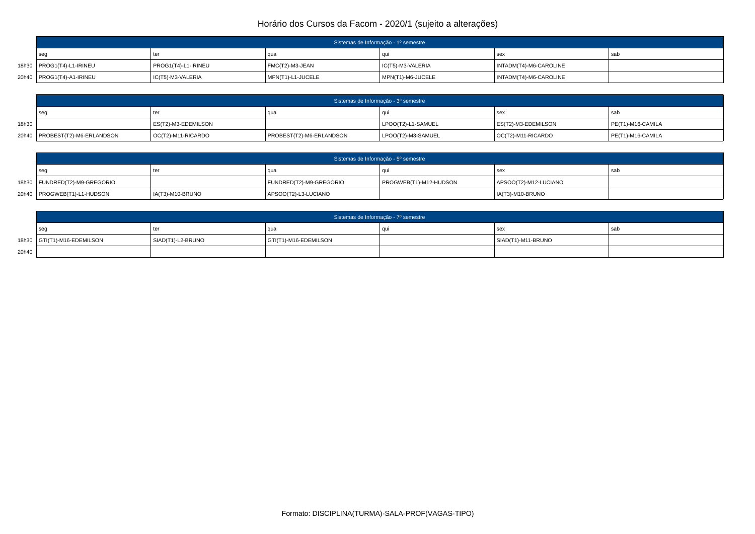# Horário dos Cursos da Facom - 2020/1 (sujeito a alterações)

| Sistemas de Informação - 1º semestre | | | | | | |
|---|---|---|---|---|---|---|
| | seg | ter | qua | qui | sex | sab |
| 18h30 | PROG1(T4)-L1-IRINEU | PROG1(T4)-L1-IRINEU | FMC(T2)-M3-JEAN | IC(T5)-M3-VALERIA | INTADM(T4)-M6-CAROLINE | |
| 20h40 | PROG1(T4)-A1-IRINEU | IC(T5)-M3-VALERIA | MPN(T1)-L1-JUCELE | MPN(T1)-M6-JUCELE | INTADM(T4)-M6-CAROLINE | |

| Sistemas de Informação - 3º semestre | | | | | | |
|---|---|---|---|---|---|---|
| | seg | ter | qua | qui | sex | sab |
| 18h30 | | ES(T2)-M3-EDEMILSON | | LPOO(T2)-L1-SAMUEL | ES(T2)-M3-EDEMILSON | PE(T1)-M16-CAMILA |
| 20h40 | PROBEST(T2)-M6-ERLANDSON | OC(T2)-M11-RICARDO | PROBEST(T2)-M6-ERLANDSON | LPOO(T2)-M3-SAMUEL | OC(T2)-M11-RICARDO | PE(T1)-M16-CAMILA |

| Sistemas de Informação - 5º semestre | | | | | | |
|---|---|---|---|---|---|---|
| | seg | ter | qua | qui | sex | sab |
| 18h30 | FUNDRED(T2)-M9-GREGORIO | | FUNDRED(T2)-M9-GREGORIO | PROGWEB(T1)-M12-HUDSON | APSOO(T2)-M12-LUCIANO | |
| 20h40 | PROGWEB(T1)-L1-HUDSON | IA(T3)-M10-BRUNO | APSOO(T2)-L3-LUCIANO | | IA(T3)-M10-BRUNO | |

| Sistemas de Informação - 7º semestre | | | | | | |
|---|---|---|---|---|---|---|
| | seg | ter | qua | qui | sex | sab |
| 18h30 | GTI(T1)-M16-EDEMILSON | SIAD(T1)-L2-BRUNO | GTI(T1)-M16-EDEMILSON | | SIAD(T1)-M11-BRUNO | |
| 20h40 | | | | | | |

Formato: DISCIPLINA(TURMA)-SALA-PROF(VAGAS-TIPO)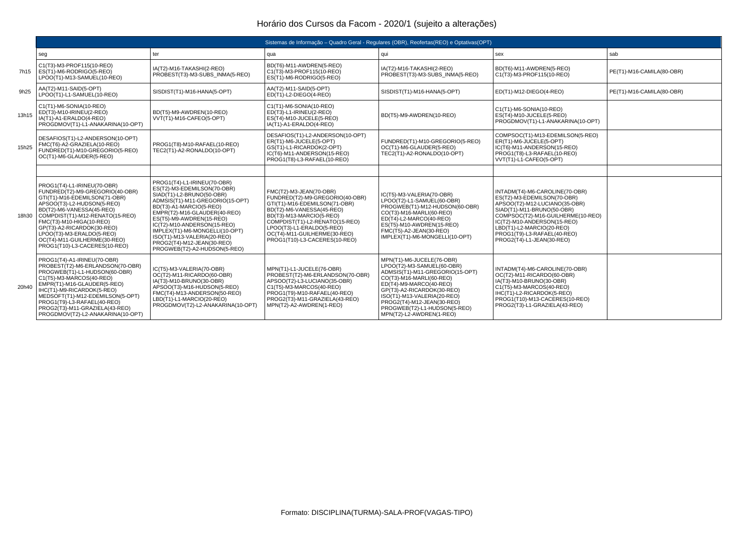# Horário dos Cursos da Facom - 2020/1 (sujeito a alterações)

| Sistemas de Informação – Quadro Geral - Regulares (OBR), Reofertas(REO) e Optativas(OPT) | | | | | | |
|---|---|---|---|---|---|---|
| | seg | ter | qua | qui | sex | sab |
| 7h15 | C1(T3)-M3-PROF115(10-REO)<br>ES(T1)-M6-RODRIGO(5-REO)<br>LPOO(T1)-M13-SAMUEL(10-REO) | IA(T2)-M16-TAKASHI(2-REO)<br>PROBEST(T3)-M3-SUBS_INMA(5-REO) | BD(T6)-M11-AWDREN(5-REO)<br>C1(T3)-M3-PROF115(10-REO)<br>ES(T1)-M6-RODRIGO(5-REO) | IA(T2)-M16-TAKASHI(2-REO)<br>PROBEST(T3)-M3-SUBS_INMA(5-REO) | BD(T6)-M11-AWDREN(5-REO)<br>C1(T3)-M3-PROF115(10-REO) | PE(T1)-M16-CAMILA(80-OBR) |
| 9h25 | AA(T2)-M11-SAID(5-OPT)<br>LPOO(T1)-L1-SAMUEL(10-REO) | SISDIST(T1)-M16-HANA(5-OPT) | AA(T2)-M11-SAID(5-OPT)<br>ED(T1)-L2-DIEGO(4-REO) | SISDIST(T1)-M16-HANA(5-OPT) | ED(T1)-M12-DIEGO(4-REO) | PE(T1)-M16-CAMILA(80-OBR) |
| 13h15 | C1(T1)-M6-SONIA(10-REO)<br>ED(T3)-M10-IRINEU(2-REO)<br>IA(T1)-A1-ERALDO(4-REO)<br>PROGDMOV(T1)-L1-ANAKARINA(10-OPT) | BD(T5)-M9-AWDREN(10-REO)<br>VVT(T1)-M16-CAFEO(5-OPT) | C1(T1)-M6-SONIA(10-REO)<br>ED(T3)-L1-IRINEU(2-REO)<br>ES(T4)-M10-JUCELE(5-REO)<br>IA(T1)-A1-ERALDO(4-REO) | BD(T5)-M9-AWDREN(10-REO) | C1(T1)-M6-SONIA(10-REO)<br>ES(T4)-M10-JUCELE(5-REO)<br>PROGDMOV(T1)-L1-ANAKARINA(10-OPT) | |
| 15h25 | DESAFIOS(T1)-L2-ANDERSON(10-OPT)<br>FMC(T6)-A2-GRAZIELA(10-REO)<br>FUNDRED(T1)-M10-GREGORIO(5-REO)<br>OC(T1)-M6-GLAUDER(5-REO) | PROG1(T8)-M10-RAFAEL(10-REO)<br>TEC2(T1)-A2-RONALDO(10-OPT) | DESAFIOS(T1)-L2-ANDERSON(10-OPT)<br>ER(T1)-M6-JUCELE(5-OPT)<br>GS(T1)-L1-RICARDOK(2-OPT)<br>IC(T6)-M11-ANDERSON(15-REO)<br>PROG1(T8)-L3-RAFAEL(10-REO) | FUNDRED(T1)-M10-GREGORIO(5-REO)<br>OC(T1)-M6-GLAUDER(5-REO)<br>TEC2(T1)-A2-RONALDO(10-OPT) | COMPSOC(T1)-M13-EDEMILSON(5-REO)<br>ER(T1)-M6-JUCELE(5-OPT)<br>IC(T6)-M11-ANDERSON(15-REO)<br>PROG1(T8)-L3-RAFAEL(10-REO)<br>VVT(T1)-L1-CAFEO(5-OPT) | |
| | | | | | | |
| 18h30 | PROG1(T4)-L1-IRINEU(70-OBR)<br>FUNDRED(T2)-M9-GREGORIO(40-OBR)<br>GTI(T1)-M16-EDEMILSON(71-OBR)<br>APSOO(T3)-L2-HUDSON(5-REO)<br>BD(T2)-M6-VANESSA(45-REO)<br>COMPDIST(T1)-M12-RENATO(15-REO)<br>FMC(T3)-M10-HIGA(10-REO)<br>GP(T3)-A2-RICARDOK(30-REO)<br>LPOO(T3)-M3-ERALDO(5-REO)<br>OC(T4)-M11-GUILHERME(30-REO)<br>PROG1(T10)-L3-CACERES(10-REO) | PROG1(T4)-L1-IRINEU(70-OBR)<br>ES(T2)-M3-EDEMILSON(70-OBR)<br>SIAD(T1)-L2-BRUNO(50-OBR)<br>ADMSIS(T1)-M11-GREGORIO(15-OPT)<br>BD(T3)-A1-MARCIO(5-REO)<br>EMPR(T2)-M16-GLAUDER(40-REO)<br>ES(T5)-M9-AWDREN(15-REO)<br>IC(T2)-M10-ANDERSON(15-REO)<br>IMPLEX(T1)-M6-MONGELLI(10-OPT)<br>ISO(T1)-M13-VALERIA(20-REO)<br>PROG2(T4)-M12-JEAN(30-REO)<br>PROGWEB(T2)-A2-HUDSON(5-REO) | FMC(T2)-M3-JEAN(70-OBR)<br>FUNDRED(T2)-M9-GREGORIO(40-OBR)<br>GTI(T1)-M16-EDEMILSON(71-OBR)<br>BD(T2)-M6-VANESSA(45-REO)<br>BD(T3)-M13-MARCIO(5-REO)<br>COMPDIST(T1)-L2-RENATO(15-REO)<br>LPOO(T3)-L1-ERALDO(5-REO)<br>OC(T4)-M11-GUILHERME(30-REO)<br>PROG1(T10)-L3-CACERES(10-REO) | IC(T5)-M3-VALERIA(70-OBR)<br>LPOO(T2)-L1-SAMUEL(60-OBR)<br>PROGWEB(T1)-M12-HUDSON(60-OBR)<br>CO(T3)-M16-MARLI(60-REO)<br>ED(T4)-L2-MARCO(40-REO)<br>ES(T5)-M10-AWDREN(15-REO)<br>FMC(T5)-A2-JEAN(30-REO)<br>IMPLEX(T1)-M6-MONGELLI(10-OPT) | INTADM(T4)-M6-CAROLINE(70-OBR)<br>ES(T2)-M3-EDEMILSON(70-OBR)<br>APSOO(T2)-M12-LUCIANO(35-OBR)<br>SIAD(T1)-M11-BRUNO(50-OBR)<br>COMPSOC(T2)-M16-GUILHERME(10-REO)<br>IC(T2)-M10-ANDERSON(15-REO)<br>LBD(T1)-L2-MARCIO(20-REO)<br>PROG1(T9)-L3-RAFAEL(40-REO)<br>PROG2(T4)-L1-JEAN(30-REO) | |
| 20h40 | PROG1(T4)-A1-IRINEU(70-OBR)<br>PROBEST(T2)-M6-ERLANDSON(70-OBR)<br>PROGWEB(T1)-L1-HUDSON(60-OBR)<br>C1(T5)-M3-MARCOS(40-REO)<br>EMPR(T1)-M16-GLAUDER(5-REO)<br>IHC(T1)-M9-RICARDOK(5-REO)<br>MEDSOFT(T1)-M12-EDEMILSON(5-OPT)<br>PROG1(T9)-L3-RAFAEL(40-REO)<br>PROG2(T3)-M11-GRAZIELA(43-REO)<br>PROGDMOV(T2)-L2-ANAKARINA(10-OPT) | IC(T5)-M3-VALERIA(70-OBR)<br>OC(T2)-M11-RICARDO(60-OBR)<br>IA(T3)-M10-BRUNO(30-OBR)<br>APSOO(T3)-M16-HUDSON(5-REO)<br>FMC(T4)-M13-ANDERSON(50-REO)<br>LBD(T1)-L1-MARCIO(20-REO)<br>PROGDMOV(T2)-L2-ANAKARINA(10-OPT) | MPN(T1)-L1-JUCELE(76-OBR)<br>PROBEST(T2)-M6-ERLANDSON(70-OBR)<br>APSOO(T2)-L3-LUCIANO(35-OBR)<br>C1(T5)-M3-MARCOS(40-REO)<br>PROG1(T9)-M10-RAFAEL(40-REO)<br>PROG2(T3)-M11-GRAZIELA(43-REO)<br>MPN(T2)-A2-AWDREN(1-REO) | MPN(T1)-M6-JUCELE(76-OBR)<br>LPOO(T2)-M3-SAMUEL(60-OBR)<br>ADMSIS(T1)-M11-GREGORIO(15-OPT)<br>CO(T3)-M16-MARLI(60-REO)<br>ED(T4)-M9-MARCO(40-REO)<br>GP(T3)-A2-RICARDOK(30-REO)<br>ISO(T1)-M13-VALERIA(20-REO)<br>PROG2(T4)-M12-JEAN(30-REO)<br>PROGWEB(T2)-L1-HUDSON(5-REO)<br>MPN(T2)-L2-AWDREN(1-REO) | INTADM(T4)-M6-CAROLINE(70-OBR)<br>OC(T2)-M11-RICARDO(60-OBR)<br>IA(T3)-M10-BRUNO(30-OBR)<br>C1(T5)-M3-MARCOS(40-REO)<br>IHC(T1)-L2-RICARDOK(5-REO)<br>PROG1(T10)-M13-CACERES(10-REO)<br>PROG2(T3)-L1-GRAZIELA(43-REO) | |

Formato: DISCIPLINA(TURMA)-SALA-PROF(VAGAS-TIPO)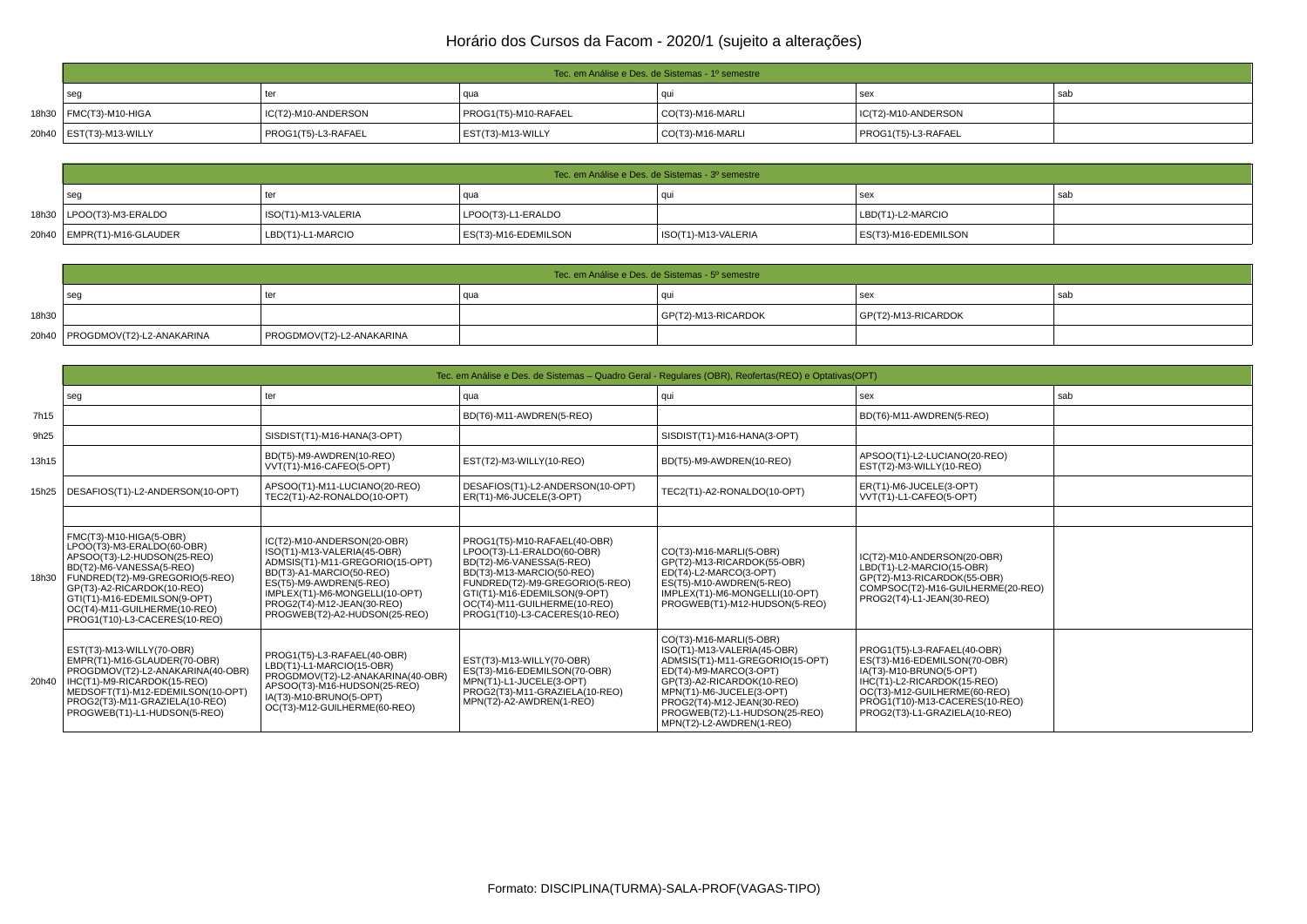# Horário dos Cursos da Facom - 2020/1 (sujeito a alterações)

| | Tec. em Análise e Des. de Sistemas - 1º semestre | | | | | |
|---|---|---|---|---|---|---|
| | seg | ter | qua | qui | sex | sab |
| 18h30 | FMC(T3)-M10-HIGA | IC(T2)-M10-ANDERSON | PROG1(T5)-M10-RAFAEL | CO(T3)-M16-MARLI | IC(T2)-M10-ANDERSON | |
| 20h40 | EST(T3)-M13-WILLY | PROG1(T5)-L3-RAFAEL | EST(T3)-M13-WILLY | CO(T3)-M16-MARLI | PROG1(T5)-L3-RAFAEL | |

| | Tec. em Análise e Des. de Sistemas - 3º semestre | | | | | |
|---|---|---|---|---|---|---|
| | seg | ter | qua | qui | sex | sab |
| 18h30 | LPOO(T3)-M3-ERALDO | ISO(T1)-M13-VALERIA | LPOO(T3)-L1-ERALDO | | LBD(T1)-L2-MARCIO | |
| 20h40 | EMPR(T1)-M16-GLAUDER | LBD(T1)-L1-MARCIO | ES(T3)-M16-EDEMILSON | ISO(T1)-M13-VALERIA | ES(T3)-M16-EDEMILSON | |

| | Tec. em Análise e Des. de Sistemas - 5º semestre | | | | | |
|---|---|---|---|---|---|---|
| | seg | ter | qua | qui | sex | sab |
| 18h30 | | | | GP(T2)-M13-RICARDOK | GP(T2)-M13-RICARDOK | |
| 20h40 | PROGDMOV(T2)-L2-ANAKARINA | PROGDMOV(T2)-L2-ANAKARINA | | | | |

| | Tec. em Análise e Des. de Sistemas – Quadro Geral - Regulares (OBR), Reofertas(REO) e Optativas(OPT) | | | | | |
|---|---|---|---|---|---|---|
| | seg | ter | qua | qui | sex | sab |
| 7h15 | | | BD(T6)-M11-AWDREN(5-REO) | | BD(T6)-M11-AWDREN(5-REO) | |
| 9h25 | | SISDIST(T1)-M16-HANA(3-OPT) | | SISDIST(T1)-M16-HANA(3-OPT) | | |
| 13h15 | | BD(T5)-M9-AWDREN(10-REO)<br>VVT(T1)-M16-CAFEO(5-OPT) | EST(T2)-M3-WILLY(10-REO) | BD(T5)-M9-AWDREN(10-REO) | APSOO(T1)-L2-LUCIANO(20-REO)<br>EST(T2)-M3-WILLY(10-REO) | |
| 15h25 | DESAFIOS(T1)-L2-ANDERSON(10-OPT) | APSOO(T1)-M11-LUCIANO(20-REO)<br>TEC2(T1)-A2-RONALDO(10-OPT) | DESAFIOS(T1)-L2-ANDERSON(10-OPT)<br>ER(T1)-M6-JUCELE(3-OPT) | TEC2(T1)-A2-RONALDO(10-OPT) | ER(T1)-M6-JUCELE(3-OPT)<br>VVT(T1)-L1-CAFEO(5-OPT) | |
| | | | | | | |
| 18h30 | FMC(T3)-M10-HIGA(5-OBR)<br>LPOO(T3)-M3-ERALDO(60-OBR)<br>APSOO(T3)-L2-HUDSON(25-REO)<br>BD(T2)-M6-VANESSA(5-REO)<br>FUNDRED(T2)-M9-GREGORIO(5-REO)<br>GP(T3)-A2-RICARDOK(10-REO)<br>GTI(T1)-M16-EDEMILSON(9-OPT)<br>OC(T4)-M11-GUILHERME(10-REO)<br>PROG1(T10)-L3-CACERES(10-REO) | IC(T2)-M10-ANDERSON(20-OBR)<br>ISO(T1)-M13-VALERIA(45-OBR)<br>ADMSIS(T1)-M11-GREGORIO(15-OPT)<br>BD(T3)-A1-MARCIO(50-REO)<br>ES(T5)-M9-AWDREN(5-REO)<br>IMPLEX(T1)-M6-MONGELLI(10-OPT)<br>PROG2(T4)-M12-JEAN(30-REO)<br>PROGWEB(T2)-A2-HUDSON(25-REO) | PROG1(T5)-M10-RAFAEL(40-OBR)<br>LPOO(T3)-L1-ERALDO(60-OBR)<br>BD(T2)-M6-VANESSA(5-REO)<br>BD(T3)-M13-MARCIO(50-REO)<br>FUNDRED(T2)-M9-GREGORIO(5-REO)<br>GTI(T1)-M16-EDEMILSON(9-OPT)<br>OC(T4)-M11-GUILHERME(10-REO)<br>PROG1(T10)-L3-CACERES(10-REO) | CO(T3)-M16-MARLI(5-OBR)<br>GP(T2)-M13-RICARDOK(55-OBR)<br>ED(T4)-L2-MARCO(3-OPT)<br>ES(T5)-M10-AWDREN(5-REO)<br>IMPLEX(T1)-M6-MONGELLI(10-OPT)<br>PROGWEB(T1)-M12-HUDSON(5-REO) | IC(T2)-M10-ANDERSON(20-OBR)<br>LBD(T1)-L2-MARCIO(15-OBR)<br>GP(T2)-M13-RICARDOK(55-OBR)<br>COMPSOC(T2)-M16-GUILHERME(20-REO)<br>PROG2(T4)-L1-JEAN(30-REO) | |
| 20h40 | EST(T3)-M13-WILLY(70-OBR)<br>EMPR(T1)-M16-GLAUDER(70-OBR)<br>PROGDMOV(T2)-L2-ANAKARINA(40-OBR)<br>IHC(T1)-M9-RICARDOK(15-REO)<br>MEDSOFT(T1)-M12-EDEMILSON(10-OPT)<br>PROG2(T3)-M11-GRAZIELA(10-REO)<br>PROGWEB(T1)-L1-HUDSON(5-REO) | PROG1(T5)-L3-RAFAEL(40-OBR)<br>LBD(T1)-L1-MARCIO(15-OBR)<br>PROGDMOV(T2)-L2-ANAKARINA(40-OBR)<br>APSOO(T3)-M16-HUDSON(25-REO)<br>IA(T3)-M10-BRUNO(5-OPT)<br>OC(T3)-M12-GUILHERME(60-REO) | EST(T3)-M13-WILLY(70-OBR)<br>ES(T3)-M16-EDEMILSON(70-OBR)<br>MPN(T1)-L1-JUCELE(3-OPT)<br>PROG2(T3)-M11-GRAZIELA(10-REO)<br>MPN(T2)-A2-AWDREN(1-REO) | CO(T3)-M16-MARLI(5-OBR)<br>ISO(T1)-M13-VALERIA(45-OBR)<br>ADMSIS(T1)-M11-GREGORIO(15-OPT)<br>ED(T4)-M9-MARCO(3-OPT)<br>GP(T3)-A2-RICARDOK(10-REO)<br>MPN(T1)-M6-JUCELE(3-OPT)<br>PROG2(T4)-M12-JEAN(30-REO)<br>PROGWEB(T2)-L1-HUDSON(25-REO)<br>MPN(T2)-L2-AWDREN(1-REO) | PROG1(T5)-L3-RAFAEL(40-OBR)<br>ES(T3)-M16-EDEMILSON(70-OBR)<br>IA(T3)-M10-BRUNO(5-OPT)<br>IHC(T1)-L2-RICARDOK(15-REO)<br>OC(T3)-M12-GUILHERME(60-REO)<br>PROG1(T10)-M13-CACERES(10-REO)<br>PROG2(T3)-L1-GRAZIELA(10-REO) | |

Formato: DISCIPLINA(TURMA)-SALA-PROF(VAGAS-TIPO)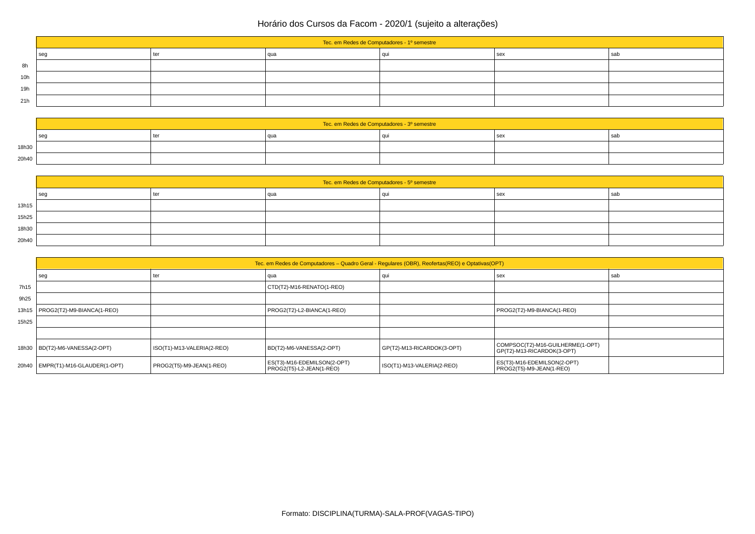# Horário dos Cursos da Facom - 2020/1 (sujeito a alterações)

| | Tec. em Redes de Computadores - 1º semestre | | | | | |
|---|---|---|---|---|---|---|
| | seg | ter | qua | qui | sex | sab |
| 8h | | | | | | |
| 10h | | | | | | |
| 19h | | | | | | |
| 21h | | | | | | |

| | Tec. em Redes de Computadores - 3º semestre | | | | | |
|---|---|---|---|---|---|---|
| | seg | ter | qua | qui | sex | sab |
| 18h30 | | | | | | |
| 20h40 | | | | | | |

| | Tec. em Redes de Computadores - 5º semestre | | | | | |
|---|---|---|---|---|---|---|
| | seg | ter | qua | qui | sex | sab |
| 13h15 | | | | | | |
| 15h25 | | | | | | |
| 18h30 | | | | | | |
| 20h40 | | | | | | |

| | Tec. em Redes de Computadores – Quadro Geral - Regulares (OBR), Reofertas(REO) e Optativas(OPT) | | | | | |
|---|---|---|---|---|---|---|
| | seg | ter | qua | qui | sex | sab |
| 7h15 | | | CTD(T2)-M16-RENATO(1-REO) | | | |
| 9h25 | | | | | | |
| 13h15 | PROG2(T2)-M9-BIANCA(1-REO) | | PROG2(T2)-L2-BIANCA(1-REO) | | PROG2(T2)-M9-BIANCA(1-REO) | |
| 15h25 | | | | | | |
| | | | | | | |
| 18h30 | BD(T2)-M6-VANESSA(2-OPT) | ISO(T1)-M13-VALERIA(2-REO) | BD(T2)-M6-VANESSA(2-OPT) | GP(T2)-M13-RICARDOK(3-OPT) | COMPSOC(T2)-M16-GUILHERME(1-OPT)<br>GP(T2)-M13-RICARDOK(3-OPT) | |
| 20h40 | EMPR(T1)-M16-GLAUDER(1-OPT) | PROG2(T5)-M9-JEAN(1-REO) | ES(T3)-M16-EDEMILSON(2-OPT)<br>PROG2(T5)-L2-JEAN(1-REO) | ISO(T1)-M13-VALERIA(2-REO) | ES(T3)-M16-EDEMILSON(2-OPT)<br>PROG2(T5)-M9-JEAN(1-REO) | |

Formato: DISCIPLINA(TURMA)-SALA-PROF(VAGAS-TIPO)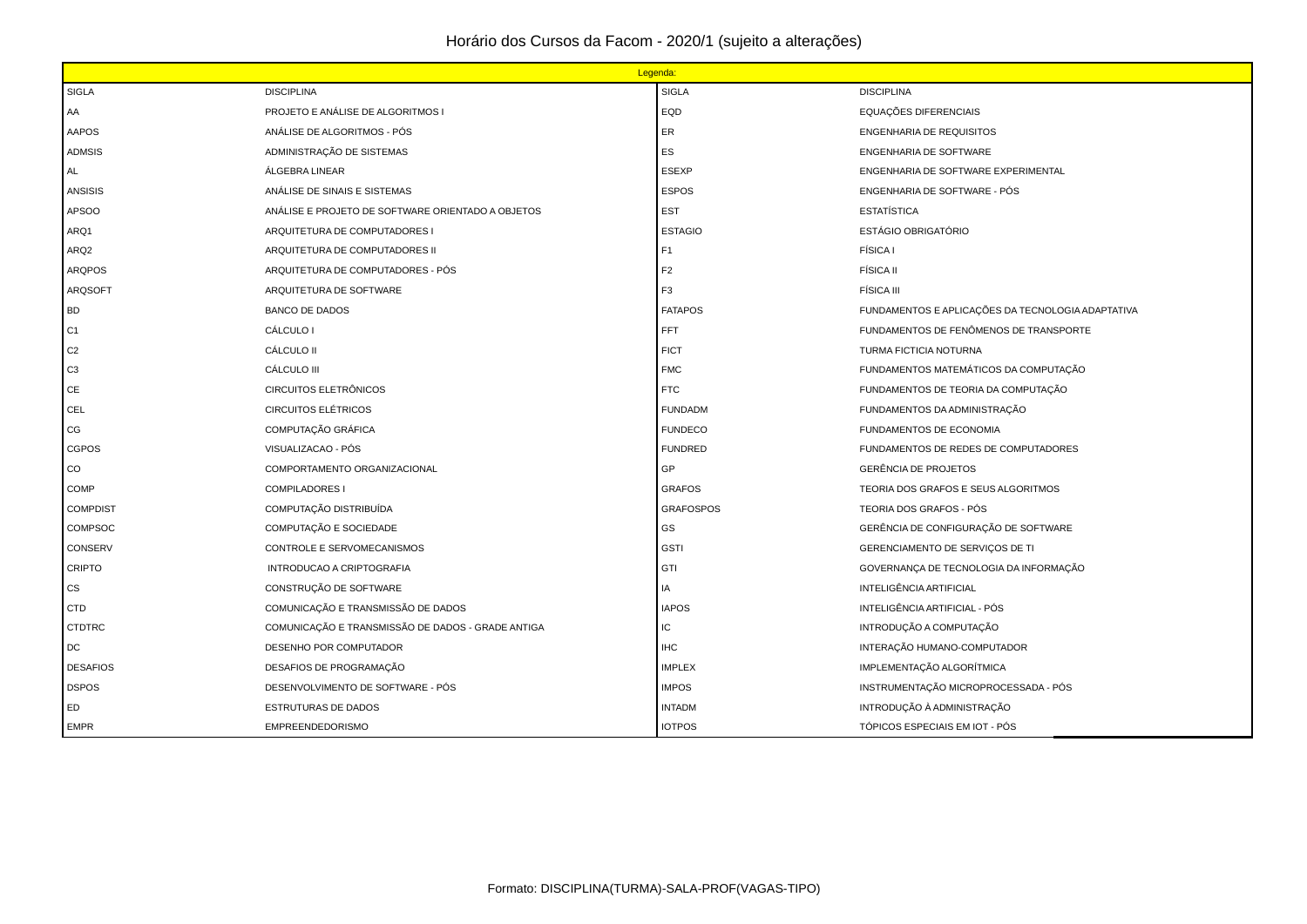# Horário dos Cursos da Facom - 2020/1 (sujeito a alterações)

| Legenda: | | | |
|---|---|---|---|
| SIGLA | DISCIPLINA | SIGLA | DISCIPLINA |
| AA | PROJETO E ANÁLISE DE ALGORITMOS I | EQD | EQUAÇÕES DIFERENCIAIS |
| AAPOS | ANÁLISE DE ALGORITMOS - PÓS | ER | ENGENHARIA DE REQUISITOS |
| ADMSIS | ADMINISTRAÇÃO DE SISTEMAS | ES | ENGENHARIA DE SOFTWARE |
| AL | ÁLGEBRA LINEAR | ESEXP | ENGENHARIA DE SOFTWARE EXPERIMENTAL |
| ANSISIS | ANÁLISE DE SINAIS E SISTEMAS | ESPOS | ENGENHARIA DE SOFTWARE - PÓS |
| APSOO | ANÁLISE E PROJETO DE SOFTWARE ORIENTADO A OBJETOS | EST | ESTATÍSTICA |
| ARQ1 | ARQUITETURA DE COMPUTADORES I | ESTAGIO | ESTÁGIO OBRIGATÓRIO |
| ARQ2 | ARQUITETURA DE COMPUTADORES II | F1 | FÍSICA I |
| ARQPOS | ARQUITETURA DE COMPUTADORES - PÓS | F2 | FÍSICA II |
| ARQSOFT | ARQUITETURA DE SOFTWARE | F3 | FÍSICA III |
| BD | BANCO DE DADOS | FATAPOS | FUNDAMENTOS E APLICAÇÕES DA TECNOLOGIA ADAPTATIVA |
| C1 | CÁLCULO I | FFT | FUNDAMENTOS DE FENÔMENOS DE TRANSPORTE |
| C2 | CÁLCULO II | FICT | TURMA FICTICIA NOTURNA |
| C3 | CÁLCULO III | FMC | FUNDAMENTOS MATEMÁTICOS DA COMPUTAÇÃO |
| CE | CIRCUITOS ELETRÔNICOS | FTC | FUNDAMENTOS DE TEORIA DA COMPUTAÇÃO |
| CEL | CIRCUITOS ELÉTRICOS | FUNDADM | FUNDAMENTOS DA ADMINISTRAÇÃO |
| CG | COMPUTAÇÃO GRÁFICA | FUNDECO | FUNDAMENTOS DE ECONOMIA |
| CGPOS | VISUALIZACAO - PÓS | FUNDRED | FUNDAMENTOS DE REDES DE COMPUTADORES |
| CO | COMPORTAMENTO ORGANIZACIONAL | GP | GERÊNCIA DE PROJETOS |
| COMP | COMPILADORES I | GRAFOS | TEORIA DOS GRAFOS E SEUS ALGORITMOS |
| COMPDIST | COMPUTAÇÃO DISTRIBUÍDA | GRAFOSPOS | TEORIA DOS GRAFOS - PÓS |
| COMPSOC | COMPUTAÇÃO E SOCIEDADE | GS | GERÊNCIA DE CONFIGURAÇÃO DE SOFTWARE |
| CONSERV | CONTROLE E SERVOMECANISMOS | GSTI | GERENCIAMENTO DE SERVIÇOS DE TI |
| CRIPTO | INTRODUCAO A CRIPTOGRAFIA | GTI | GOVERNANÇA DE TECNOLOGIA DA INFORMAÇÃO |
| CS | CONSTRUÇÃO DE SOFTWARE | IA | INTELIGÊNCIA ARTIFICIAL |
| CTD | COMUNICAÇÃO E TRANSMISSÃO DE DADOS | IAPOS | INTELIGÊNCIA ARTIFICIAL - PÓS |
| CTDTRC | COMUNICAÇÃO E TRANSMISSÃO DE DADOS - GRADE ANTIGA | IC | INTRODUÇÃO A COMPUTAÇÃO |
| DC | DESENHO POR COMPUTADOR | IHC | INTERAÇÃO HUMANO-COMPUTADOR |
| DESAFIOS | DESAFIOS DE PROGRAMAÇÃO | IMPLEX | IMPLEMENTAÇÃO ALGORÍTMICA |
| DSPOS | DESENVOLVIMENTO DE SOFTWARE - PÓS | IMPOS | INSTRUMENTAÇÃO MICROPROCESSADA - PÓS |
| ED | ESTRUTURAS DE DADOS | INTADM | INTRODUÇÃO À ADMINISTRAÇÃO |
| EMPR | EMPREENDEDORISMO | IOTPOS | TÓPICOS ESPECIAIS EM IOT - PÓS |

Formato: DISCIPLINA(TURMA)-SALA-PROF(VAGAS-TIPO)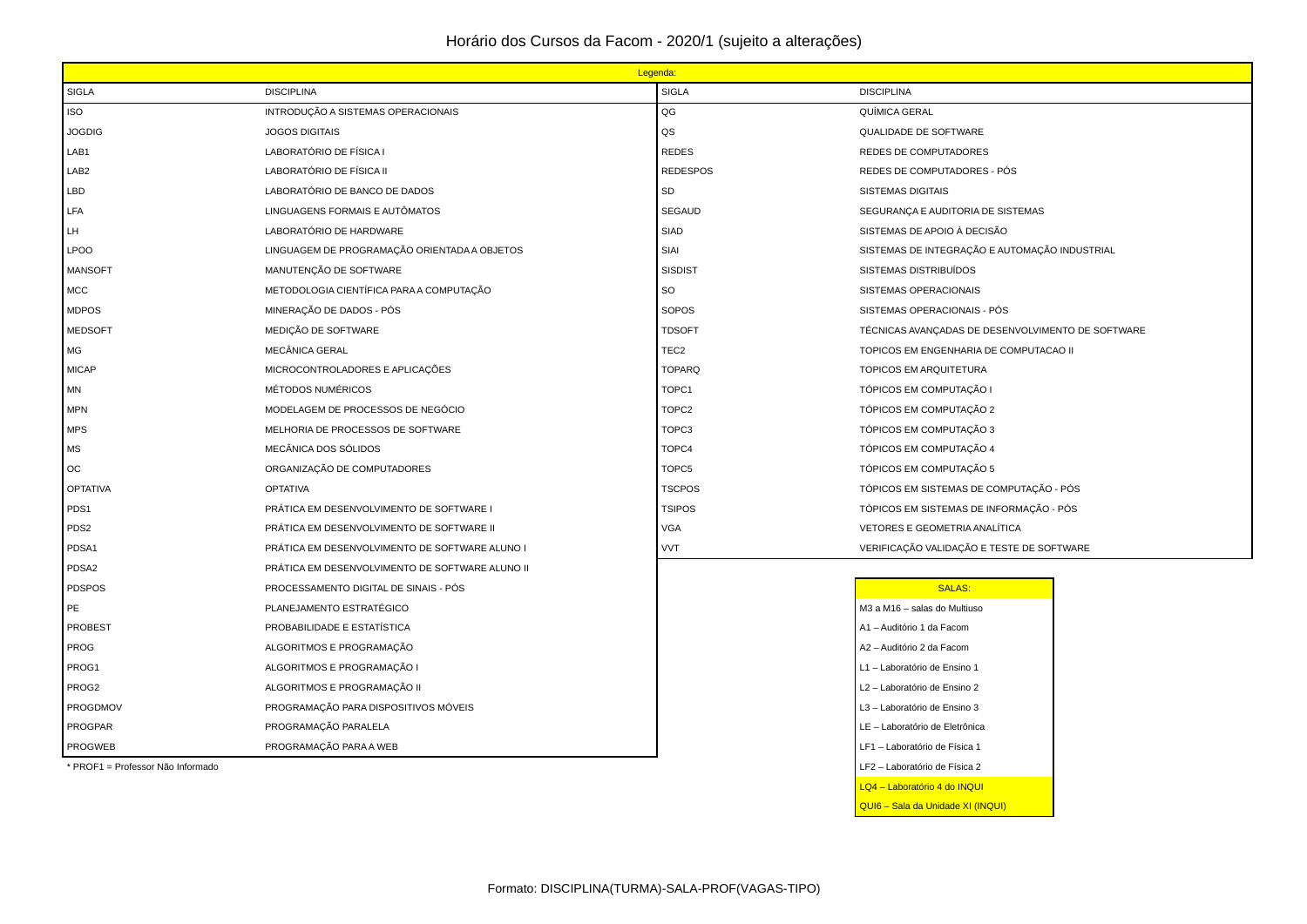# Horário dos Cursos da Facom - 2020/1 (sujeito a alterações)

| Legenda: | | | |
|---|---|---|---|
| SIGLA | DISCIPLINA | SIGLA | DISCIPLINA |
| ISO | INTRODUÇÃO A SISTEMAS OPERACIONAIS | QG | QUÍMICA GERAL |
| JOGDIG | JOGOS DIGITAIS | QS | QUALIDADE DE SOFTWARE |
| LAB1 | LABORATÓRIO DE FÍSICA I | REDES | REDES DE COMPUTADORES |
| LAB2 | LABORATÓRIO DE FÍSICA II | REDESPOS | REDES DE COMPUTADORES - PÓS |
| LBD | LABORATÓRIO DE BANCO DE DADOS | SD | SISTEMAS DIGITAIS |
| LFA | LINGUAGENS FORMAIS E AUTÔMATOS | SEGAUD | SEGURANÇA E AUDITORIA DE SISTEMAS |
| LH | LABORATÓRIO DE HARDWARE | SIAD | SISTEMAS DE APOIO À DECISÃO |
| LPOO | LINGUAGEM DE PROGRAMAÇÃO ORIENTADA A OBJETOS | SIAI | SISTEMAS DE INTEGRAÇÃO E AUTOMAÇÃO INDUSTRIAL |
| MANSOFT | MANUTENÇÃO DE SOFTWARE | SISDIST | SISTEMAS DISTRIBUÍDOS |
| MCC | METODOLOGIA CIENTÍFICA PARA A COMPUTAÇÃO | SO | SISTEMAS OPERACIONAIS |
| MDPOS | MINERAÇÃO DE DADOS - PÓS | SOPOS | SISTEMAS OPERACIONAIS - PÓS |
| MEDSOFT | MEDIÇÃO DE SOFTWARE | TDSOFT | TÉCNICAS AVANÇADAS DE DESENVOLVIMENTO DE SOFTWARE |
| MG | MECÂNICA GERAL | TEC2 | TOPICOS EM ENGENHARIA DE COMPUTACAO II |
| MICAP | MICROCONTROLADORES E APLICAÇÕES | TOPARQ | TOPICOS EM ARQUITETURA |
| MN | MÉTODOS NUMÉRICOS | TOPC1 | TÓPICOS EM COMPUTAÇÃO I |
| MPN | MODELAGEM DE PROCESSOS DE NEGÓCIO | TOPC2 | TÓPICOS EM COMPUTAÇÃO 2 |
| MPS | MELHORIA DE PROCESSOS DE SOFTWARE | TOPC3 | TÓPICOS EM COMPUTAÇÃO 3 |
| MS | MECÂNICA DOS SÓLIDOS | TOPC4 | TÓPICOS EM COMPUTAÇÃO 4 |
| OC | ORGANIZAÇÃO DE COMPUTADORES | TOPC5 | TÓPICOS EM COMPUTAÇÃO 5 |
| OPTATIVA | OPTATIVA | TSCPOS | TÓPICOS EM SISTEMAS DE COMPUTAÇÃO - PÓS |
| PDS1 | PRÁTICA EM DESENVOLVIMENTO DE SOFTWARE I | TSIPOS | TÓPICOS EM SISTEMAS DE INFORMAÇÃO - PÓS |
| PDS2 | PRÁTICA EM DESENVOLVIMENTO DE SOFTWARE II | VGA | VETORES E GEOMETRIA ANALÍTICA |
| PDSA1 | PRÁTICA EM DESENVOLVIMENTO DE SOFTWARE ALUNO I | VVT | VERIFICAÇÃO VALIDAÇÃO E TESTE DE SOFTWARE |
| PDSA2 | PRÁTICA EM DESENVOLVIMENTO DE SOFTWARE ALUNO II | | |
| PDSPOS | PROCESSAMENTO DIGITAL DE SINAIS - PÓS | | |
| PE | PLANEJAMENTO ESTRATÉGICO | | |
| PROBEST | PROBABILIDADE E ESTATÍSTICA | | |
| PROG | ALGORITMOS E PROGRAMAÇÃO | | |
| PROG1 | ALGORITMOS E PROGRAMAÇÃO I | | |
| PROG2 | ALGORITMOS E PROGRAMAÇÃO II | | |
| PROGDMOV | PROGRAMAÇÃO PARA DISPOSITIVOS MÓVEIS | | |
| PROGPAR | PROGRAMAÇÃO PARALELA | | |
| PROGWEB | PROGRAMAÇÃO PARA A WEB | | |

\* PROF1 = Professor Não Informado

| SALAS: |
|---|
| M3 a M16 – salas do Multiuso |
| A1 – Auditório 1 da Facom |
| A2 – Auditório 2 da Facom |
| L1 – Laboratório de Ensino 1 |
| L2 – Laboratório de Ensino 2 |
| L3 – Laboratório de Ensino 3 |
| LE – Laboratório de Eletrônica |
| LF1 – Laboratório de Física 1 |
| LF2 – Laboratório de Física 2 |
| LQ4 – Laboratório 4 do INQUI |
| QUI6 – Sala da Unidade XI (INQUI) |

Formato: DISCIPLINA(TURMA)-SALA-PROF(VAGAS-TIPO)